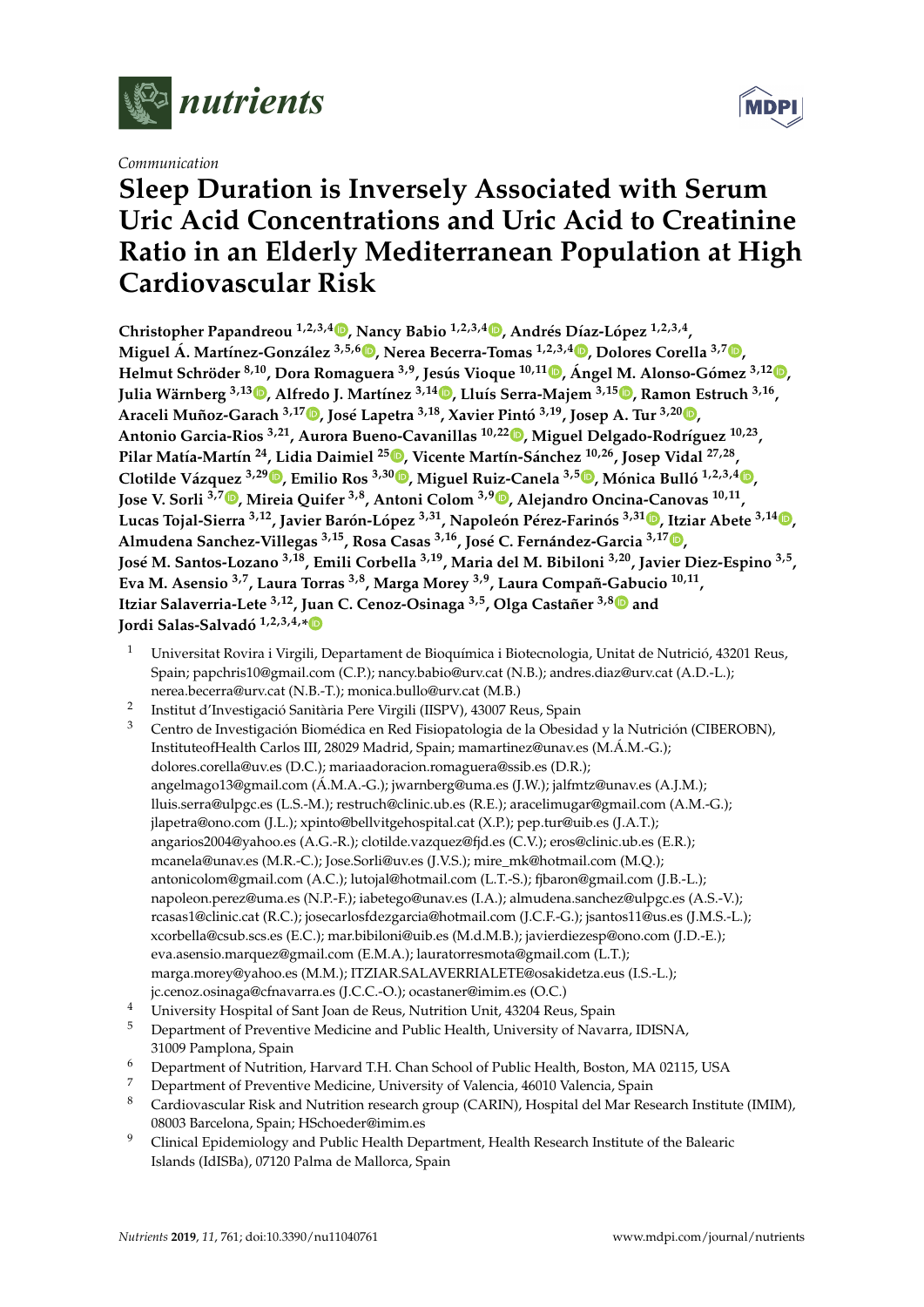*Communication*

# Sleep Duration is Inversely Associated with Serum Uric Acid Concentrations and Uric Acid to Creatinine Ratio in an Elderly Mediterranean Population at High Cardiovascular Risk

**Christopher Papandreou [1,2,3,4], Nancy Babio [1,2,3,4], Andrés Díaz-López [1,2,3,4], Miguel Á. Martínez-González [3,5,6], Nerea Becerra-Tomas [1,2,3,4], Dolores Corella [3,7], Helmut Schröder [8,10], Dora Romaguera [3,9], Jesús Vioque [10,11], Ángel M. Alonso-Gómez [3,12], Julia Wärnberg [3,13], Alfredo J. Martínez [3,14], Lluís Serra-Majem [3,15], Ramon Estruch [3,16], Araceli Muñoz-Garach [3,17], José Lapetra [3,18], Xavier Pintó [3,19], Josep A. Tur [3,20], Antonio Garcia-Rios [3,21], Aurora Bueno-Cavanillas [10,22], Miguel Delgado-Rodríguez [10,23], Pilar Matía-Martín [24], Lidia Daimiel [25], Vicente Martín-Sánchez [10,26], Josep Vidal [27,28], Clotilde Vázquez [3,29], Emilio Ros [3,30], Miguel Ruiz-Canela [3,5], Mónica Bulló [1,2,3,4], Jose V. Sorli [3,7], Mireia Quifer [3,8], Antoni Colom [3,9], Alejandro Oncina-Canovas [10,11], Lucas Tojal-Sierra [3,12], Javier Barón-López [3,31], Napoleón Pérez-Farinós [3,31], Itziar Abete [3,14], Almudena Sanchez-Villegas [3,15], Rosa Casas [3,16], José C. Fernández-Garcia [3,17], José M. Santos-Lozano [3,18], Emili Corbella [3,19], Maria del M. Bibiloni [3,20], Javier Diez-Espino [3,5], Eva M. Asensio [3,7], Laura Torras [3,8], Marga Morey [3,9], Laura Compañ-Gabucio [10,11], Itziar Salaverria-Lete [3,12], Juan C. Cenoz-Osinaga [3,5], Olga Castañer [3,8] and Jordi Salas-Salvadó [1,2,3,4,*]**

1. Universitat Rovira i Virgili, Departament de Bioquímica i Biotecnologia, Unitat de Nutrició, 43201 Reus, Spain; papchris10@gmail.com (C.P.); nancy.babio@urv.cat (N.B.); andres.diaz@urv.cat (A.D.-L.); nerea.becerra@urv.cat (N.B.-T.); monica.bullo@urv.cat (M.B.)
2. Institut d'Investigació Sanitària Pere Virgili (IISPV), 43007 Reus, Spain
3. Centro de Investigación Biomédica en Red Fisiopatologia de la Obesidad y la Nutrición (CIBEROBN), InstituteofHealth Carlos III, 28029 Madrid, Spain; mamartinez@unav.es (M.Á.M.-G.); dolores.corella@uv.es (D.C.); mariaadoracion.romaguera@ssib.es (D.R.); angelmago13@gmail.com (Á.M.A.-G.); jwarnberg@uma.es (J.W.); jalfmtz@unav.es (A.J.M.); lluis.serra@ulpgc.es (L.S.-M.); restruch@clinic.ub.es (R.E.); aracelimugar@gmail.com (A.M.-G.); jlapetra@ono.com (J.L.); xpinto@bellvitgehospital.cat (X.P.); pep.tur@uib.es (J.A.T.); angarios2004@yahoo.es (A.G.-R.); clotilde.vazquez@fjd.es (C.V.); eros@clinic.ub.es (E.R.); mcanela@unav.es (M.R.-C.); Jose.Sorli@uv.es (J.V.S.); mire_mk@hotmail.com (M.Q.); antonicolom@gmail.com (A.C.); lutojal@hotmail.com (L.T.-S.); fjbaron@gmail.com (J.B.-L.); napoleon.perez@uma.es (N.P.-F.); iabetego@unav.es (I.A.); almudena.sanchez@ulpgc.es (A.S.-V.); rcasas1@clinic.cat (R.C.); josecarlosfdezgarcia@hotmail.com (J.C.F.-G.); jsantos11@us.es (J.M.S.-L.); xcorbella@csub.scs.es (E.C.); mar.bibiloni@uib.es (M.d.M.B.); javierdiezesp@ono.com (J.D.-E.); eva.asensio.marquez@gmail.com (E.M.A.); lauratorresmota@gmail.com (L.T.); marga.morey@yahoo.es (M.M.); ITZIAR.SALAVERRIALETE@osakidetza.eus (I.S.-L.); jc.cenoz.osinaga@cfnavarra.es (J.C.C.-O.); ocastaner@imim.es (O.C.)
4. University Hospital of Sant Joan de Reus, Nutrition Unit, 43204 Reus, Spain
5. Department of Preventive Medicine and Public Health, University of Navarra, IDISNA, 31009 Pamplona, Spain
6. Department of Nutrition, Harvard T.H. Chan School of Public Health, Boston, MA 02115, USA
7. Department of Preventive Medicine, University of Valencia, 46010 Valencia, Spain
8. Cardiovascular Risk and Nutrition research group (CARIN), Hospital del Mar Research Institute (IMIM), 08003 Barcelona, Spain; HSchoeder@imim.es
9. Clinical Epidemiology and Public Health Department, Health Research Institute of the Balearic Islands (IdISBa), 07120 Palma de Mallorca, Spain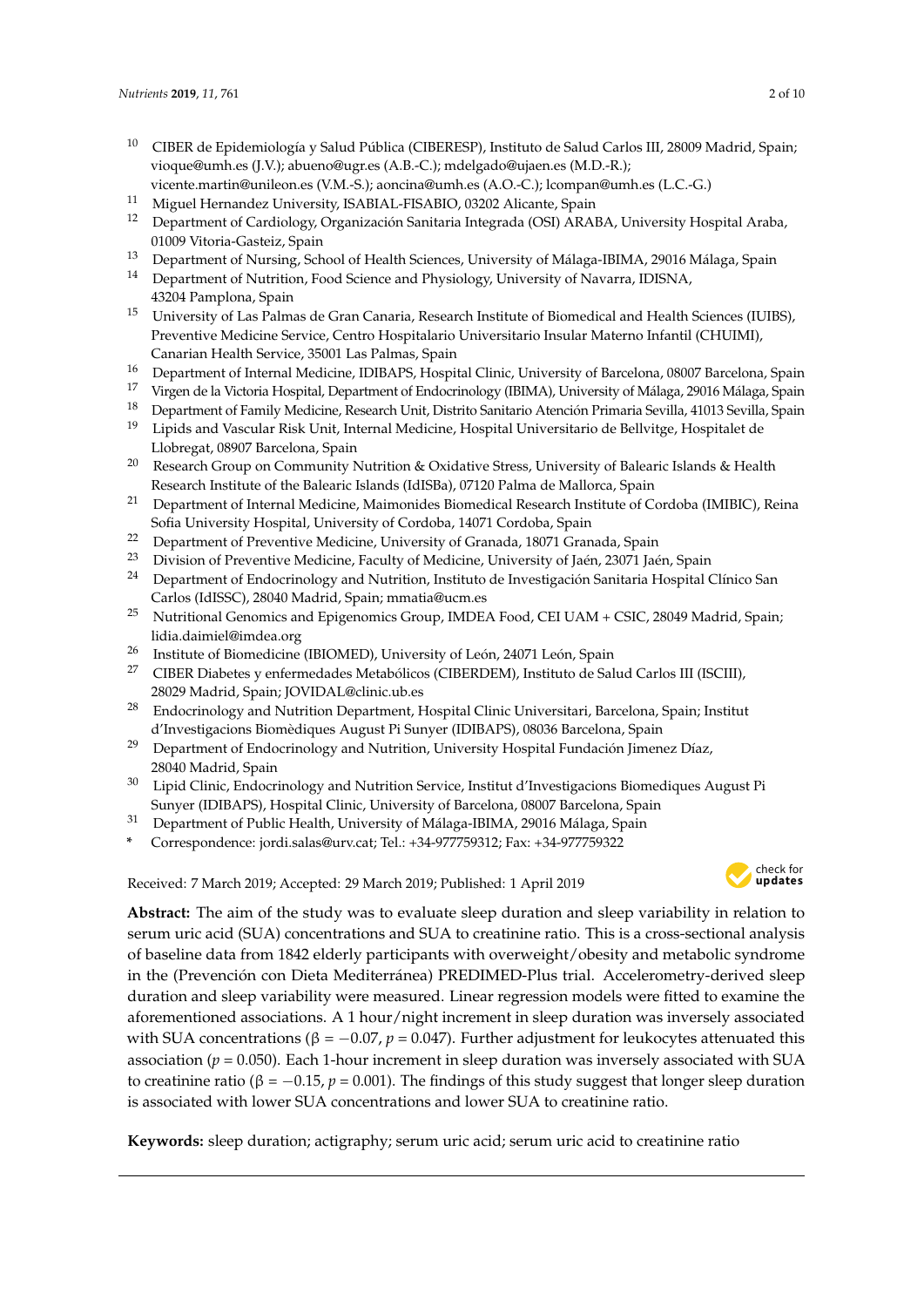[10] CIBER de Epidemiología y Salud Pública (CIBERESP), Instituto de Salud Carlos III, 28009 Madrid, Spain; vioque@umh.es (J.V.); abueno@ugr.es (A.B.-C.); mdelgado@ujaen.es (M.D.-R.); vicente.martin@unileon.es (V.M.-S.); aoncina@umh.es (A.O.-C.); lcompan@umh.es (L.C.-G.)

[11] Miguel Hernandez University, ISABIAL-FISABIO, 03202 Alicante, Spain

[12] Department of Cardiology, Organización Sanitaria Integrada (OSI) ARABA, University Hospital Araba, 01009 Vitoria-Gasteiz, Spain

[13] Department of Nursing, School of Health Sciences, University of Málaga-IBIMA, 29016 Málaga, Spain

[14] Department of Nutrition, Food Science and Physiology, University of Navarra, IDISNA, 43204 Pamplona, Spain

[15] University of Las Palmas de Gran Canaria, Research Institute of Biomedical and Health Sciences (IUIBS), Preventive Medicine Service, Centro Hospitalario Universitario Insular Materno Infantil (CHUIMI), Canarian Health Service, 35001 Las Palmas, Spain

[16] Department of Internal Medicine, IDIBAPS, Hospital Clinic, University of Barcelona, 08007 Barcelona, Spain

[17] Virgen de la Victoria Hospital, Department of Endocrinology (IBIMA), University of Málaga, 29016 Málaga, Spain

[18] Department of Family Medicine, Research Unit, Distrito Sanitario Atención Primaria Sevilla, 41013 Sevilla, Spain

[19] Lipids and Vascular Risk Unit, Internal Medicine, Hospital Universitario de Bellvitge, Hospitalet de Llobregat, 08907 Barcelona, Spain

[20] Research Group on Community Nutrition & Oxidative Stress, University of Balearic Islands & Health Research Institute of the Balearic Islands (IdISBa), 07120 Palma de Mallorca, Spain

[21] Department of Internal Medicine, Maimonides Biomedical Research Institute of Cordoba (IMIBIC), Reina Sofia University Hospital, University of Cordoba, 14071 Cordoba, Spain

[22] Department of Preventive Medicine, University of Granada, 18071 Granada, Spain

[23] Division of Preventive Medicine, Faculty of Medicine, University of Jaén, 23071 Jaén, Spain

[24] Department of Endocrinology and Nutrition, Instituto de Investigación Sanitaria Hospital Clínico San Carlos (IdISSC), 28040 Madrid, Spain; mmatia@ucm.es

[25] Nutritional Genomics and Epigenomics Group, IMDEA Food, CEI UAM + CSIC, 28049 Madrid, Spain; lidia.daimiel@imdea.org

[26] Institute of Biomedicine (IBIOMED), University of León, 24071 León, Spain

[27] CIBER Diabetes y enfermedades Metabólicos (CIBERDEM), Instituto de Salud Carlos III (ISCIII), 28029 Madrid, Spain; JOVIDAL@clinic.ub.es

[28] Endocrinology and Nutrition Department, Hospital Clinic Universitari, Barcelona, Spain; Institut d'Investigacions Biomèdiques August Pi Sunyer (IDIBAPS), 08036 Barcelona, Spain

[29] Department of Endocrinology and Nutrition, University Hospital Fundación Jimenez Díaz, 28040 Madrid, Spain

[30] Lipid Clinic, Endocrinology and Nutrition Service, Institut d'Investigacions Biomediques August Pi Sunyer (IDIBAPS), Hospital Clinic, University of Barcelona, 08007 Barcelona, Spain

[31] Department of Public Health, University of Málaga-IBIMA, 29016 Málaga, Spain

\* Correspondence: jordi.salas@urv.cat; Tel.: +34-977759312; Fax: +34-977759322

Received: 7 March 2019; Accepted: 29 March 2019; Published: 1 April 2019

**Abstract:** The aim of the study was to evaluate sleep duration and sleep variability in relation to serum uric acid (SUA) concentrations and SUA to creatinine ratio. This is a cross-sectional analysis of baseline data from 1842 elderly participants with overweight/obesity and metabolic syndrome in the (Prevención con Dieta Mediterránea) PREDIMED-Plus trial. Accelerometry-derived sleep duration and sleep variability were measured. Linear regression models were fitted to examine the aforementioned associations. A 1 hour/night increment in sleep duration was inversely associated with SUA concentrations ($\beta = -0.07$, $p = 0.047$). Further adjustment for leukocytes attenuated this association ($p = 0.050$). Each 1-hour increment in sleep duration was inversely associated with SUA to creatinine ratio ($\beta = -0.15$, $p = 0.001$). The findings of this study suggest that longer sleep duration is associated with lower SUA concentrations and lower SUA to creatinine ratio.

**Keywords:** sleep duration; actigraphy; serum uric acid; serum uric acid to creatinine ratio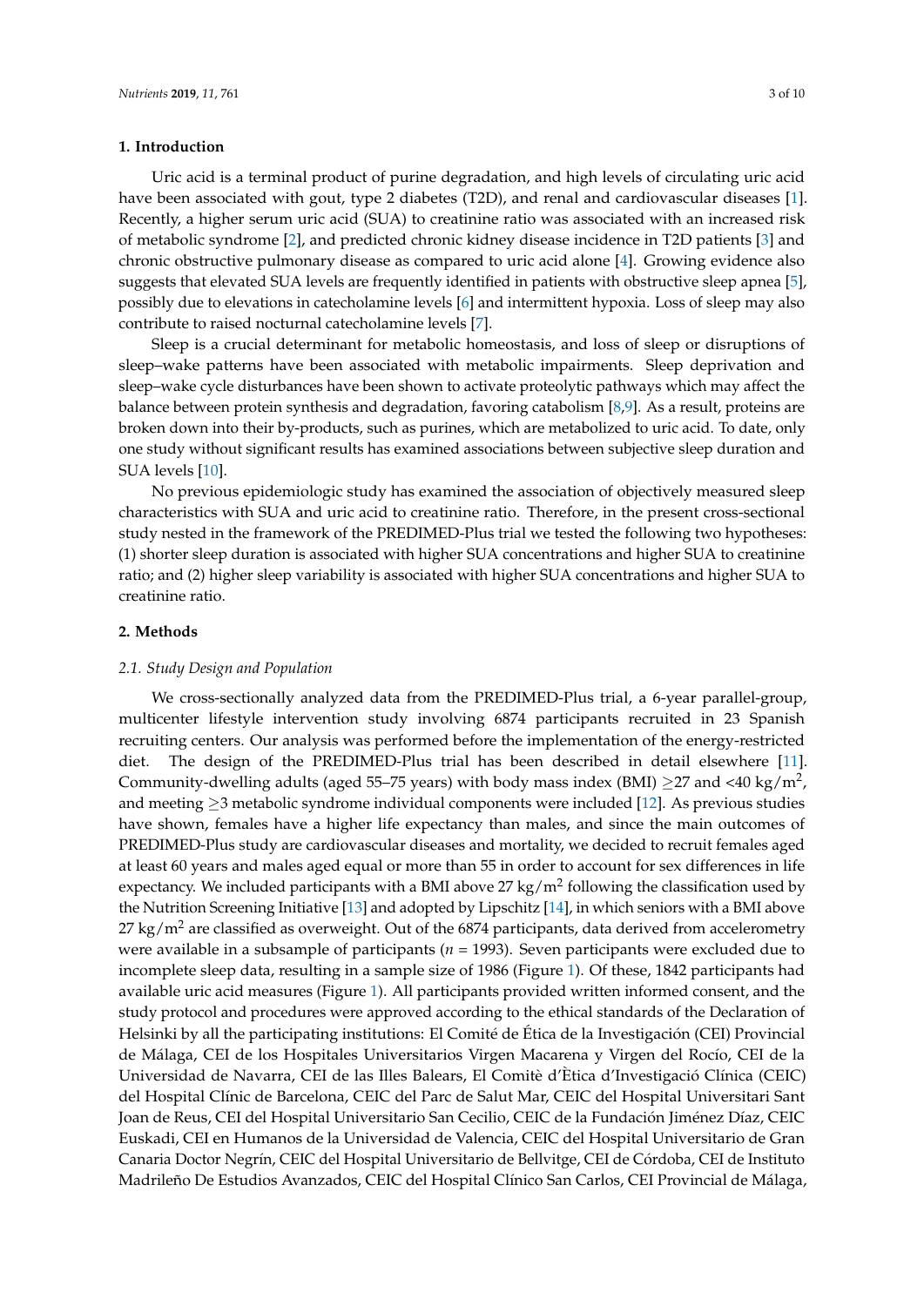## 1. Introduction

Uric acid is a terminal product of purine degradation, and high levels of circulating uric acid have been associated with gout, type 2 diabetes (T2D), and renal and cardiovascular diseases [1]. Recently, a higher serum uric acid (SUA) to creatinine ratio was associated with an increased risk of metabolic syndrome [2], and predicted chronic kidney disease incidence in T2D patients [3] and chronic obstructive pulmonary disease as compared to uric acid alone [4]. Growing evidence also suggests that elevated SUA levels are frequently identified in patients with obstructive sleep apnea [5], possibly due to elevations in catecholamine levels [6] and intermittent hypoxia. Loss of sleep may also contribute to raised nocturnal catecholamine levels [7].

Sleep is a crucial determinant for metabolic homeostasis, and loss of sleep or disruptions of sleep–wake patterns have been associated with metabolic impairments. Sleep deprivation and sleep–wake cycle disturbances have been shown to activate proteolytic pathways which may affect the balance between protein synthesis and degradation, favoring catabolism [8,9]. As a result, proteins are broken down into their by-products, such as purines, which are metabolized to uric acid. To date, only one study without significant results has examined associations between subjective sleep duration and SUA levels [10].

No previous epidemiologic study has examined the association of objectively measured sleep characteristics with SUA and uric acid to creatinine ratio. Therefore, in the present cross-sectional study nested in the framework of the PREDIMED-Plus trial we tested the following two hypotheses: (1) shorter sleep duration is associated with higher SUA concentrations and higher SUA to creatinine ratio; and (2) higher sleep variability is associated with higher SUA concentrations and higher SUA to creatinine ratio.

## 2. Methods

### 2.1. Study Design and Population

We cross-sectionally analyzed data from the PREDIMED-Plus trial, a 6-year parallel-group, multicenter lifestyle intervention study involving 6874 participants recruited in 23 Spanish recruiting centers. Our analysis was performed before the implementation of the energy-restricted diet. The design of the PREDIMED-Plus trial has been described in detail elsewhere [11]. Community-dwelling adults (aged 55–75 years) with body mass index (BMI) $\geq$27 and <40 kg/m$^2$, and meeting $\geq$3 metabolic syndrome individual components were included [12]. As previous studies have shown, females have a higher life expectancy than males, and since the main outcomes of PREDIMED-Plus study are cardiovascular diseases and mortality, we decided to recruit females aged at least 60 years and males aged equal or more than 55 in order to account for sex differences in life expectancy. We included participants with a BMI above 27 kg/m$^2$ following the classification used by the Nutrition Screening Initiative [13] and adopted by Lipschitz [14], in which seniors with a BMI above 27 kg/m$^2$ are classified as overweight. Out of the 6874 participants, data derived from accelerometry were available in a subsample of participants ($n$ = 1993). Seven participants were excluded due to incomplete sleep data, resulting in a sample size of 1986 (Figure 1). Of these, 1842 participants had available uric acid measures (Figure 1). All participants provided written informed consent, and the study protocol and procedures were approved according to the ethical standards of the Declaration of Helsinki by all the participating institutions: El Comité de Ética de la Investigación (CEI) Provincial de Málaga, CEI de los Hospitales Universitarios Virgen Macarena y Virgen del Rocío, CEI de la Universidad de Navarra, CEI de las Illes Balears, El Comitè d'Ètica d'Investigació Clínica (CEIC) del Hospital Clínic de Barcelona, CEIC del Parc de Salut Mar, CEIC del Hospital Universitari Sant Joan de Reus, CEI del Hospital Universitario San Cecilio, CEIC de la Fundación Jiménez Díaz, CEIC Euskadi, CEI en Humanos de la Universidad de Valencia, CEIC del Hospital Universitario de Gran Canaria Doctor Negrín, CEIC del Hospital Universitario de Bellvitge, CEI de Córdoba, CEI de Instituto Madrileño De Estudios Avanzados, CEIC del Hospital Clínico San Carlos, CEI Provincial de Málaga,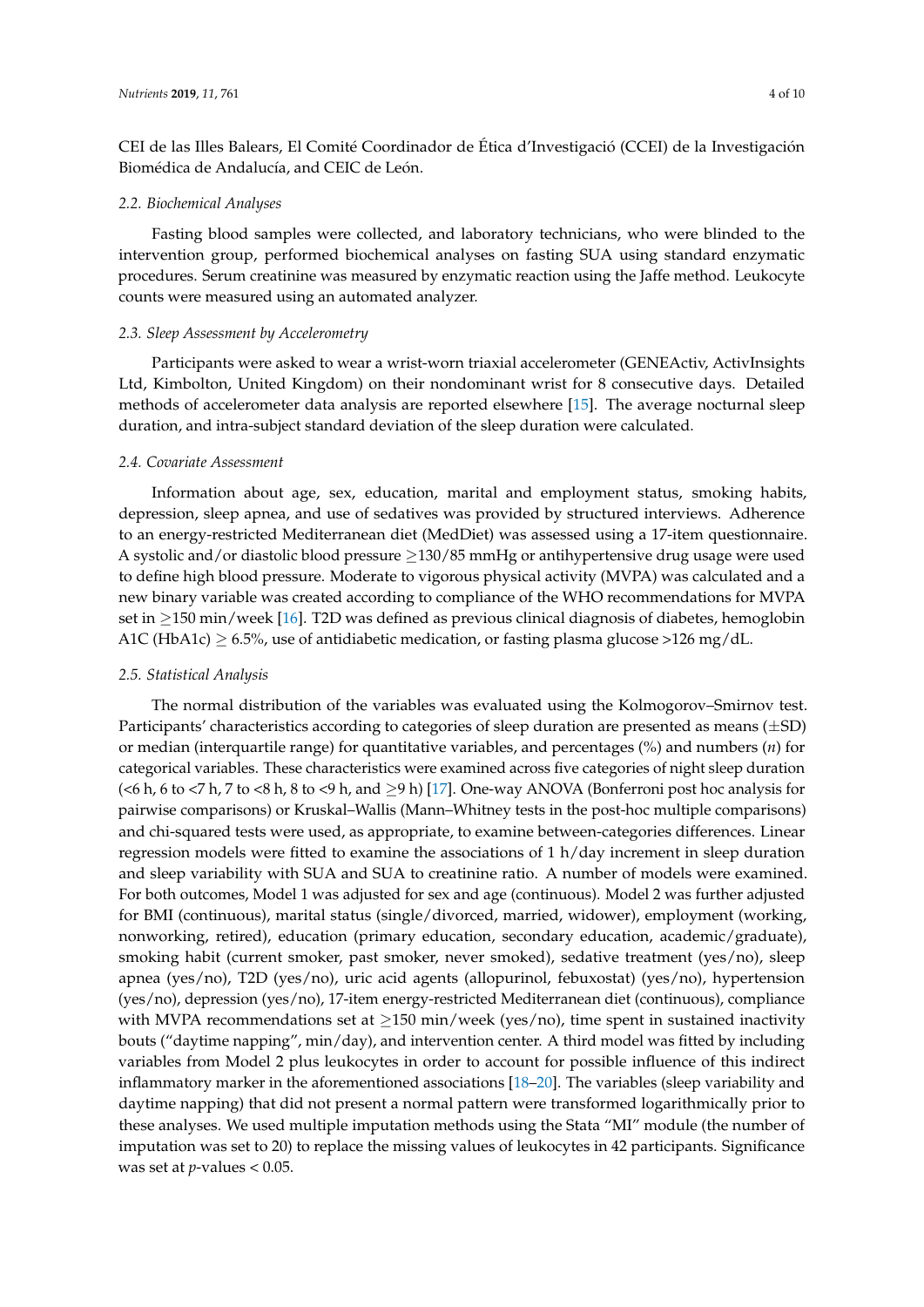CEI de las Illes Balears, El Comité Coordinador de Ética d'Investigació (CCEI) de la Investigación Biomédica de Andalucía, and CEIC de León.

### 2.2. Biochemical Analyses

Fasting blood samples were collected, and laboratory technicians, who were blinded to the intervention group, performed biochemical analyses on fasting SUA using standard enzymatic procedures. Serum creatinine was measured by enzymatic reaction using the Jaffe method. Leukocyte counts were measured using an automated analyzer.

### 2.3. Sleep Assessment by Accelerometry

Participants were asked to wear a wrist-worn triaxial accelerometer (GENEActiv, ActivInsights Ltd, Kimbolton, United Kingdom) on their nondominant wrist for 8 consecutive days. Detailed methods of accelerometer data analysis are reported elsewhere [15]. The average nocturnal sleep duration, and intra-subject standard deviation of the sleep duration were calculated.

### 2.4. Covariate Assessment

Information about age, sex, education, marital and employment status, smoking habits, depression, sleep apnea, and use of sedatives was provided by structured interviews. Adherence to an energy-restricted Mediterranean diet (MedDiet) was assessed using a 17-item questionnaire. A systolic and/or diastolic blood pressure $\geq$130/85 mmHg or antihypertensive drug usage were used to define high blood pressure. Moderate to vigorous physical activity (MVPA) was calculated and a new binary variable was created according to compliance of the WHO recommendations for MVPA set in $\geq$150 min/week [16]. T2D was defined as previous clinical diagnosis of diabetes, hemoglobin A1C (HbA1c) $\geq$ 6.5%, use of antidiabetic medication, or fasting plasma glucose >126 mg/dL.

### 2.5. Statistical Analysis

The normal distribution of the variables was evaluated using the Kolmogorov–Smirnov test. Participants' characteristics according to categories of sleep duration are presented as means ($\pm$SD) or median (interquartile range) for quantitative variables, and percentages (%) and numbers (*n*) for categorical variables. These characteristics were examined across five categories of night sleep duration (<6 h, 6 to <7 h, 7 to <8 h, 8 to <9 h, and $\geq$9 h) [17]. One-way ANOVA (Bonferroni post hoc analysis for pairwise comparisons) or Kruskal–Wallis (Mann–Whitney tests in the post-hoc multiple comparisons) and chi-squared tests were used, as appropriate, to examine between-categories differences. Linear regression models were fitted to examine the associations of 1 h/day increment in sleep duration and sleep variability with SUA and SUA to creatinine ratio. A number of models were examined. For both outcomes, Model 1 was adjusted for sex and age (continuous). Model 2 was further adjusted for BMI (continuous), marital status (single/divorced, married, widower), employment (working, nonworking, retired), education (primary education, secondary education, academic/graduate), smoking habit (current smoker, past smoker, never smoked), sedative treatment (yes/no), sleep apnea (yes/no), T2D (yes/no), uric acid agents (allopurinol, febuxostat) (yes/no), hypertension (yes/no), depression (yes/no), 17-item energy-restricted Mediterranean diet (continuous), compliance with MVPA recommendations set at $\geq$150 min/week (yes/no), time spent in sustained inactivity bouts ("daytime napping", min/day), and intervention center. A third model was fitted by including variables from Model 2 plus leukocytes in order to account for possible influence of this indirect inflammatory marker in the aforementioned associations [18–20]. The variables (sleep variability and daytime napping) that did not present a normal pattern were transformed logarithmically prior to these analyses. We used multiple imputation methods using the Stata "MI" module (the number of imputation was set to 20) to replace the missing values of leukocytes in 42 participants. Significance was set at *p*-values < 0.05.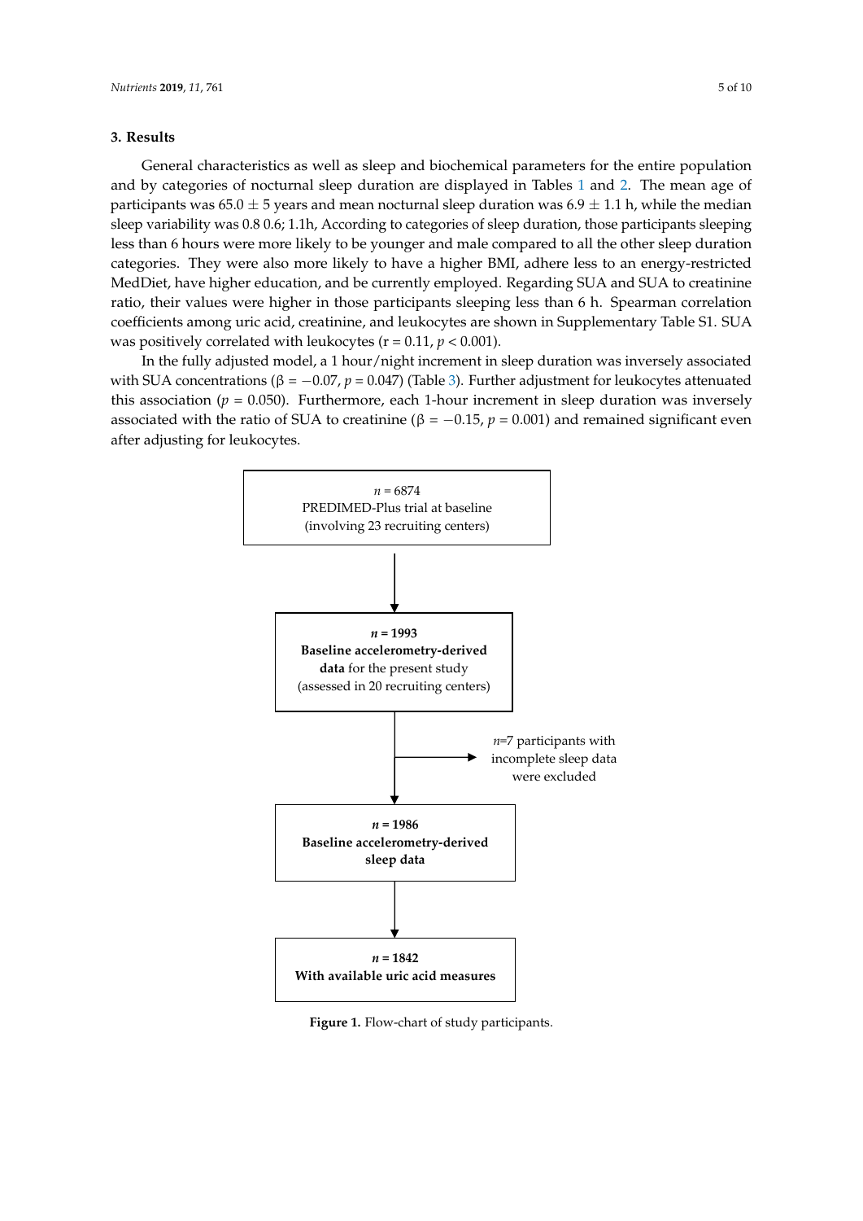## 3. Results

General characteristics as well as sleep and biochemical parameters for the entire population and by categories of nocturnal sleep duration are displayed in Tables 1 and 2. The mean age of participants was 65.0 ± 5 years and mean nocturnal sleep duration was 6.9 ± 1.1 h, while the median sleep variability was 0.8 0.6; 1.1h, According to categories of sleep duration, those participants sleeping less than 6 hours were more likely to be younger and male compared to all the other sleep duration categories. They were also more likely to have a higher BMI, adhere less to an energy-restricted MedDiet, have higher education, and be currently employed. Regarding SUA and SUA to creatinine ratio, their values were higher in those participants sleeping less than 6 h. Spearman correlation coefficients among uric acid, creatinine, and leukocytes are shown in Supplementary Table S1. SUA was positively correlated with leukocytes ($r = 0.11$, $p < 0.001$).

In the fully adjusted model, a 1 hour/night increment in sleep duration was inversely associated with SUA concentrations ($\beta = -0.07$, $p = 0.047$) (Table 3). Further adjustment for leukocytes attenuated this association ($p = 0.050$). Furthermore, each 1-hour increment in sleep duration was inversely associated with the ratio of SUA to creatinine ($\beta = -0.15$, $p = 0.001$) and remained significant even after adjusting for leukocytes.

*n* = 6874
PREDIMED-Plus trial at baseline
(involving 23 recruiting centers)

↓

***n* = 1993**
**Baseline accelerometry-derived data** for the present study
(assessed in 20 recruiting centers)

→ *n*=7 participants with incomplete sleep data were excluded

↓

***n* = 1986**
**Baseline accelerometry-derived sleep data**

↓

***n* = 1842**
**With available uric acid measures**

**Figure 1.** Flow-chart of study participants.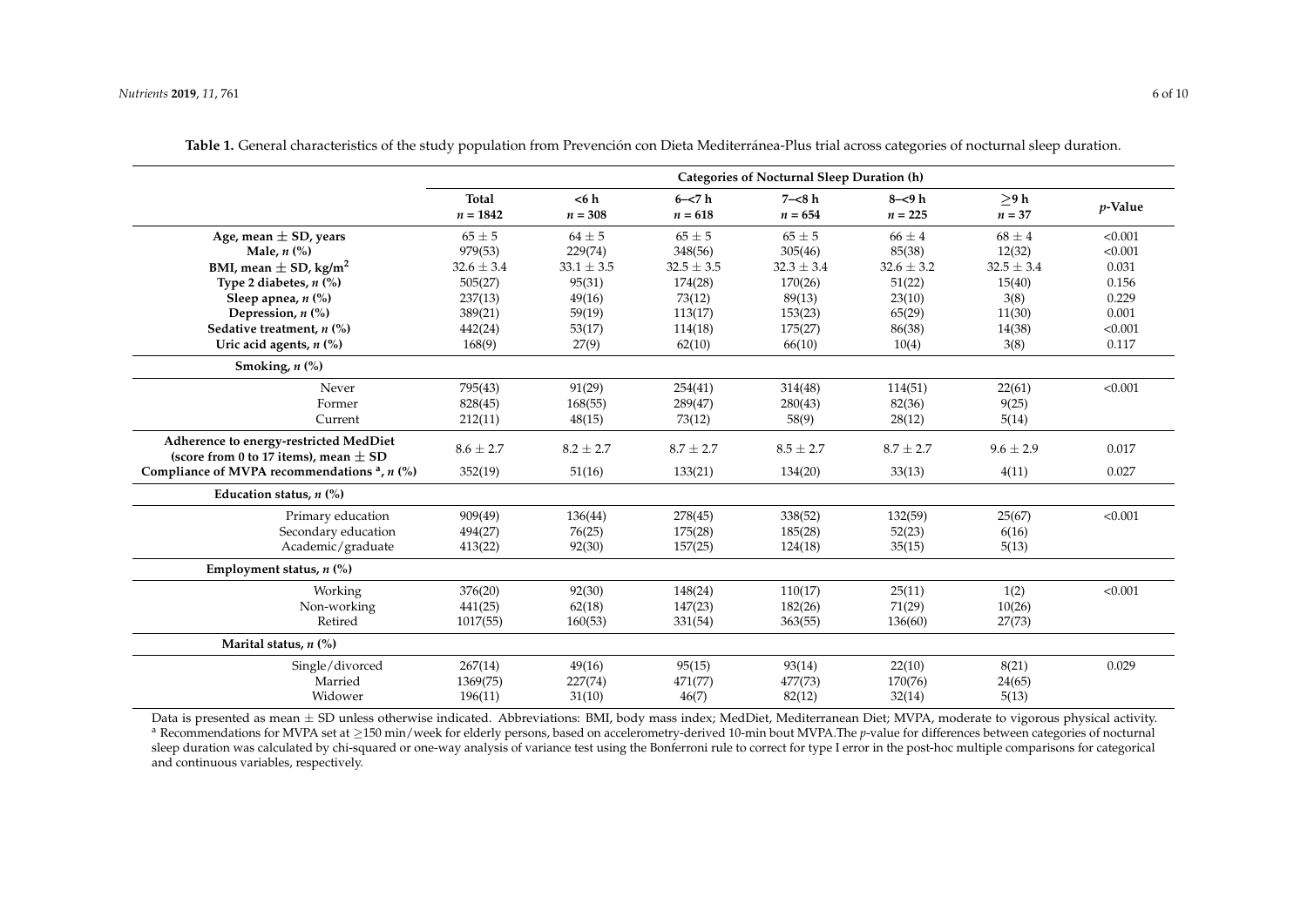**Table 1.** General characteristics of the study population from Prevención con Dieta Mediterránea-Plus trial across categories of nocturnal sleep duration.

| | Categories of Nocturnal Sleep Duration (h) | | | | | | |
|---|---|---|---|---|---|---|---|
| | Total $n = 1842$ | <6 h $n = 308$ | 6–<7 h $n = 618$ | 7–<8 h $n = 654$ | 8–<9 h $n = 225$ | ≥9 h $n = 37$ | *p*-Value |
| **Age, mean ± SD, years** | 65 ± 5 | 64 ± 5 | 65 ± 5 | 65 ± 5 | 66 ± 4 | 68 ± 4 | <0.001 |
| **Male, *n* (%)** | 979(53) | 229(74) | 348(56) | 305(46) | 85(38) | 12(32) | <0.001 |
| **BMI, mean ± SD, kg/m$^2$** | 32.6 ± 3.4 | 33.1 ± 3.5 | 32.5 ± 3.5 | 32.3 ± 3.4 | 32.6 ± 3.2 | 32.5 ± 3.4 | 0.031 |
| **Type 2 diabetes, *n* (%)** | 505(27) | 95(31) | 174(28) | 170(26) | 51(22) | 15(40) | 0.156 |
| **Sleep apnea, *n* (%)** | 237(13) | 49(16) | 73(12) | 89(13) | 23(10) | 3(8) | 0.229 |
| **Depression, *n* (%)** | 389(21) | 59(19) | 113(17) | 153(23) | 65(29) | 11(30) | 0.001 |
| **Sedative treatment, *n* (%)** | 442(24) | 53(17) | 114(18) | 175(27) | 86(38) | 14(38) | <0.001 |
| **Uric acid agents, *n* (%)** | 168(9) | 27(9) | 62(10) | 66(10) | 10(4) | 3(8) | 0.117 |
| **Smoking, *n* (%)** | | | | | | | |
| Never | 795(43) | 91(29) | 254(41) | 314(48) | 114(51) | 22(61) | <0.001 |
| Former | 828(45) | 168(55) | 289(47) | 280(43) | 82(36) | 9(25) | |
| Current | 212(11) | 48(15) | 73(12) | 58(9) | 28(12) | 5(14) | |
| **Adherence to energy-restricted MedDiet (score from 0 to 17 items), mean ± SD** | 8.6 ± 2.7 | 8.2 ± 2.7 | 8.7 ± 2.7 | 8.5 ± 2.7 | 8.7 ± 2.7 | 9.6 ± 2.9 | 0.017 |
| **Compliance of MVPA recommendations [a], *n* (%)** | 352(19) | 51(16) | 133(21) | 134(20) | 33(13) | 4(11) | 0.027 |
| **Education status, *n* (%)** | | | | | | | |
| Primary education | 909(49) | 136(44) | 278(45) | 338(52) | 132(59) | 25(67) | <0.001 |
| Secondary education | 494(27) | 76(25) | 175(28) | 185(28) | 52(23) | 6(16) | |
| Academic/graduate | 413(22) | 92(30) | 157(25) | 124(18) | 35(15) | 5(13) | |
| **Employment status, *n* (%)** | | | | | | | |
| Working | 376(20) | 92(30) | 148(24) | 110(17) | 25(11) | 1(2) | <0.001 |
| Non-working | 441(25) | 62(18) | 147(23) | 182(26) | 71(29) | 10(26) | |
| Retired | 1017(55) | 160(53) | 331(54) | 363(55) | 136(60) | 27(73) | |
| **Marital status, *n* (%)** | | | | | | | |
| Single/divorced | 267(14) | 49(16) | 95(15) | 93(14) | 22(10) | 8(21) | 0.029 |
| Married | 1369(75) | 227(74) | 471(77) | 477(73) | 170(76) | 24(65) | |
| Widower | 196(11) | 31(10) | 46(7) | 82(12) | 32(14) | 5(13) | |

Data is presented as mean ± SD unless otherwise indicated. Abbreviations: BMI, body mass index; MedDiet, Mediterranean Diet; MVPA, moderate to vigorous physical activity. [a] Recommendations for MVPA set at ≥150 min/week for elderly persons, based on accelerometry-derived 10-min bout MVPA.The *p*-value for differences between categories of nocturnal sleep duration was calculated by chi-squared or one-way analysis of variance test using the Bonferroni rule to correct for type I error in the post-hoc multiple comparisons for categorical and continuous variables, respectively.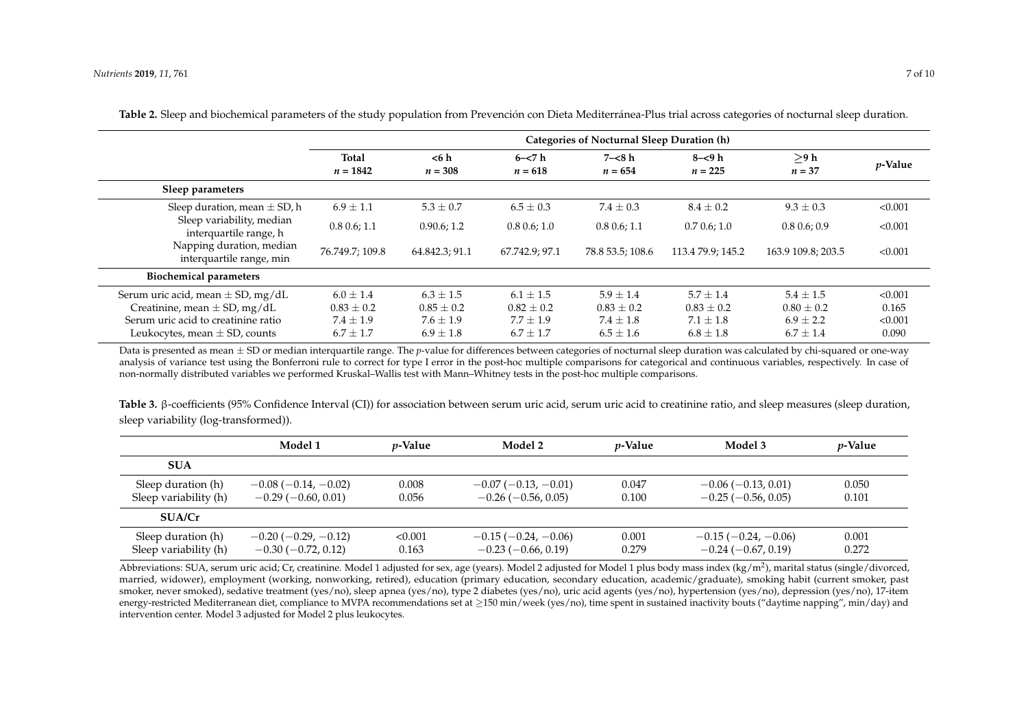**Table 2.** Sleep and biochemical parameters of the study population from Prevención con Dieta Mediterránea-Plus trial across categories of nocturnal sleep duration.

| | Categories of Nocturnal Sleep Duration (h) | | | | | | |
|---|---|---|---|---|---|---|---|
| | **Total** *n* **= 1842** | **<6 h** *n* **= 308** | **6–<7 h** *n* **= 618** | **7–<8 h** *n* **= 654** | **8–<9 h** *n* **= 225** | **≥9 h** *n* **= 37** | ***p*-Value** |
| **Sleep parameters** | | | | | | | |
| Sleep duration, mean ± SD, h | 6.9 ± 1.1 | 5.3 ± 0.7 | 6.5 ± 0.3 | 7.4 ± 0.3 | 8.4 ± 0.2 | 9.3 ± 0.3 | <0.001 |
| Sleep variability, median interquartile range, h | 0.8 0.6; 1.1 | 0.90.6; 1.2 | 0.8 0.6; 1.0 | 0.8 0.6; 1.1 | 0.7 0.6; 1.0 | 0.8 0.6; 0.9 | <0.001 |
| Napping duration, median interquartile range, min | 76.749.7; 109.8 | 64.842.3; 91.1 | 67.742.9; 97.1 | 78.8 53.5; 108.6 | 113.4 79.9; 145.2 | 163.9 109.8; 203.5 | <0.001 |
| **Biochemical parameters** | | | | | | | |
| Serum uric acid, mean ± SD, mg/dL | 6.0 ± 1.4 | 6.3 ± 1.5 | 6.1 ± 1.5 | 5.9 ± 1.4 | 5.7 ± 1.4 | 5.4 ± 1.5 | <0.001 |
| Creatinine, mean ± SD, mg/dL | 0.83 ± 0.2 | 0.85 ± 0.2 | 0.82 ± 0.2 | 0.83 ± 0.2 | 0.83 ± 0.2 | 0.80 ± 0.2 | 0.165 |
| Serum uric acid to creatinine ratio | 7.4 ± 1.9 | 7.6 ± 1.9 | 7.7 ± 1.9 | 7.4 ± 1.8 | 7.1 ± 1.8 | 6.9 ± 2.2 | <0.001 |
| Leukocytes, mean ± SD, counts | 6.7 ± 1.7 | 6.9 ± 1.8 | 6.7 ± 1.7 | 6.5 ± 1.6 | 6.8 ± 1.8 | 6.7 ± 1.4 | 0.090 |

Data is presented as mean ± SD or median interquartile range. The *p*-value for differences between categories of nocturnal sleep duration was calculated by chi-squared or one-way analysis of variance test using the Bonferroni rule to correct for type I error in the post-hoc multiple comparisons for categorical and continuous variables, respectively. In case of non-normally distributed variables we performed Kruskal–Wallis test with Mann–Whitney tests in the post-hoc multiple comparisons.

**Table 3.** β-coefficients (95% Confidence Interval (CI)) for association between serum uric acid, serum uric acid to creatinine ratio, and sleep measures (sleep duration, sleep variability (log-transformed)).

| | Model 1 | *p*-Value | Model 2 | *p*-Value | Model 3 | *p*-Value |
|---|---|---|---|---|---|---|
| **SUA** | | | | | | |
| Sleep duration (h) | −0.08 (−0.14, −0.02) | 0.008 | −0.07 (−0.13, −0.01) | 0.047 | −0.06 (−0.13, 0.01) | 0.050 |
| Sleep variability (h) | −0.29 (−0.60, 0.01) | 0.056 | −0.26 (−0.56, 0.05) | 0.100 | −0.25 (−0.56, 0.05) | 0.101 |
| **SUA/Cr** | | | | | | |
| Sleep duration (h) | −0.20 (−0.29, −0.12) | <0.001 | −0.15 (−0.24, −0.06) | 0.001 | −0.15 (−0.24, −0.06) | 0.001 |
| Sleep variability (h) | −0.30 (−0.72, 0.12) | 0.163 | −0.23 (−0.66, 0.19) | 0.279 | −0.24 (−0.67, 0.19) | 0.272 |

Abbreviations: SUA, serum uric acid; Cr, creatinine. Model 1 adjusted for sex, age (years). Model 2 adjusted for Model 1 plus body mass index (kg/m$^2$), marital status (single/divorced, married, widower), employment (working, nonworking, retired), education (primary education, secondary education, academic/graduate), smoking habit (current smoker, past smoker, never smoked), sedative treatment (yes/no), sleep apnea (yes/no), type 2 diabetes (yes/no), uric acid agents (yes/no), hypertension (yes/no), depression (yes/no), 17-item energy-restricted Mediterranean diet, compliance to MVPA recommendations set at ≥150 min/week (yes/no), time spent in sustained inactivity bouts ("daytime napping", min/day) and intervention center. Model 3 adjusted for Model 2 plus leukocytes.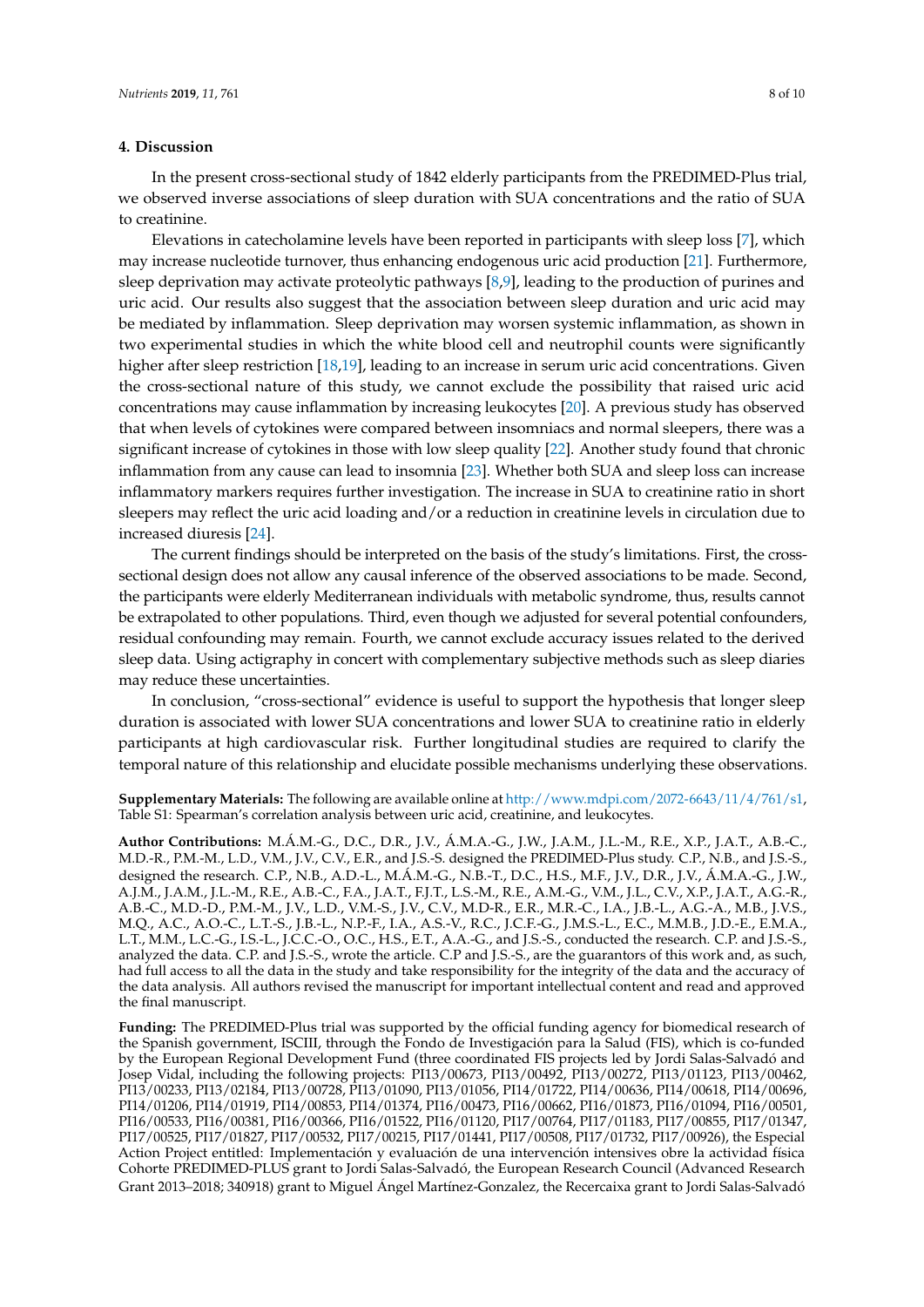## 4. Discussion

In the present cross-sectional study of 1842 elderly participants from the PREDIMED-Plus trial, we observed inverse associations of sleep duration with SUA concentrations and the ratio of SUA to creatinine.

Elevations in catecholamine levels have been reported in participants with sleep loss [7], which may increase nucleotide turnover, thus enhancing endogenous uric acid production [21]. Furthermore, sleep deprivation may activate proteolytic pathways [8,9], leading to the production of purines and uric acid. Our results also suggest that the association between sleep duration and uric acid may be mediated by inflammation. Sleep deprivation may worsen systemic inflammation, as shown in two experimental studies in which the white blood cell and neutrophil counts were significantly higher after sleep restriction [18,19], leading to an increase in serum uric acid concentrations. Given the cross-sectional nature of this study, we cannot exclude the possibility that raised uric acid concentrations may cause inflammation by increasing leukocytes [20]. A previous study has observed that when levels of cytokines were compared between insomniacs and normal sleepers, there was a significant increase of cytokines in those with low sleep quality [22]. Another study found that chronic inflammation from any cause can lead to insomnia [23]. Whether both SUA and sleep loss can increase inflammatory markers requires further investigation. The increase in SUA to creatinine ratio in short sleepers may reflect the uric acid loading and/or a reduction in creatinine levels in circulation due to increased diuresis [24].

The current findings should be interpreted on the basis of the study's limitations. First, the cross-sectional design does not allow any causal inference of the observed associations to be made. Second, the participants were elderly Mediterranean individuals with metabolic syndrome, thus, results cannot be extrapolated to other populations. Third, even though we adjusted for several potential confounders, residual confounding may remain. Fourth, we cannot exclude accuracy issues related to the derived sleep data. Using actigraphy in concert with complementary subjective methods such as sleep diaries may reduce these uncertainties.

In conclusion, "cross-sectional" evidence is useful to support the hypothesis that longer sleep duration is associated with lower SUA concentrations and lower SUA to creatinine ratio in elderly participants at high cardiovascular risk. Further longitudinal studies are required to clarify the temporal nature of this relationship and elucidate possible mechanisms underlying these observations.

**Supplementary Materials:** The following are available online at http://www.mdpi.com/2072-6643/11/4/761/s1, Table S1: Spearman's correlation analysis between uric acid, creatinine, and leukocytes.

**Author Contributions:** M.Á.M.-G., D.C., D.R., J.V., Á.M.A.-G., J.W., J.A.M., J.L.-M., R.E., X.P., J.A.T., A.B.-C., M.D.-R., P.M.-M., L.D., V.M., J.V., C.V., E.R., and J.S.-S. designed the PREDIMED-Plus study. C.P., N.B., and J.S.-S., designed the research. C.P., N.B., A.D.-L., M.Á.M.-G., N.B.-T., D.C., H.S., M.F., J.V., D.R., J.V., Á.M.A.-G., J.W., A.J.M., J.A.M., J.L.-M., R.E., A.B.-C., F.A., J.A.T., F.J.T., L.S.-M., R.E., A.M.-G., V.M., J.L., C.V., X.P., J.A.T., A.G.-R., A.B.-C., M.D.-D., P.M.-M., J.V., L.D., V.M.-S., J.V., C.V., M.D-R., E.R., M.R.-C., I.A., J.B.-L., A.G.-A., M.B., J.V.S., M.Q., A.C., A.O.-C., L.T.-S., J.B.-L., N.P.-F., I.A., A.S.-V., R.C., J.C.F.-G., J.M.S.-L., E.C., M.M.B., J.D.-E., E.M.A., L.T., M.M., L.C.-G., I.S.-L., J.C.C.-O., O.C., H.S., E.T., A.A.-G., and J.S.-S., conducted the research. C.P. and J.S.-S., analyzed the data. C.P. and J.S.-S., wrote the article. C.P and J.S.-S., are the guarantors of this work and, as such, had full access to all the data in the study and take responsibility for the integrity of the data and the accuracy of the data analysis. All authors revised the manuscript for important intellectual content and read and approved the final manuscript.

**Funding:** The PREDIMED-Plus trial was supported by the official funding agency for biomedical research of the Spanish government, ISCIII, through the Fondo de Investigación para la Salud (FIS), which is co-funded by the European Regional Development Fund (three coordinated FIS projects led by Jordi Salas-Salvadó and Josep Vidal, including the following projects: PI13/00673, PI13/00492, PI13/00272, PI13/01123, PI13/00462, PI13/00233, PI13/02184, PI13/00728, PI13/01090, PI13/01056, PI14/01722, PI14/00636, PI14/00618, PI14/00696, PI14/01206, PI14/01919, PI14/00853, PI14/01374, PI16/00473, PI16/00662, PI16/01873, PI16/01094, PI16/00501, PI16/00533, PI16/00381, PI16/00366, PI16/01522, PI16/01120, PI17/00764, PI17/01183, PI17/00855, PI17/01347, PI17/00525, PI17/01827, PI17/00532, PI17/00215, PI17/01441, PI17/00508, PI17/01732, PI17/00926), the Especial Action Project entitled: Implementación y evaluación de una intervención intensives obre la actividad física Cohorte PREDIMED-PLUS grant to Jordi Salas-Salvadó, the European Research Council (Advanced Research Grant 2013–2018; 340918) grant to Miguel Ángel Martínez-Gonzalez, the Recercaixa grant to Jordi Salas-Salvadó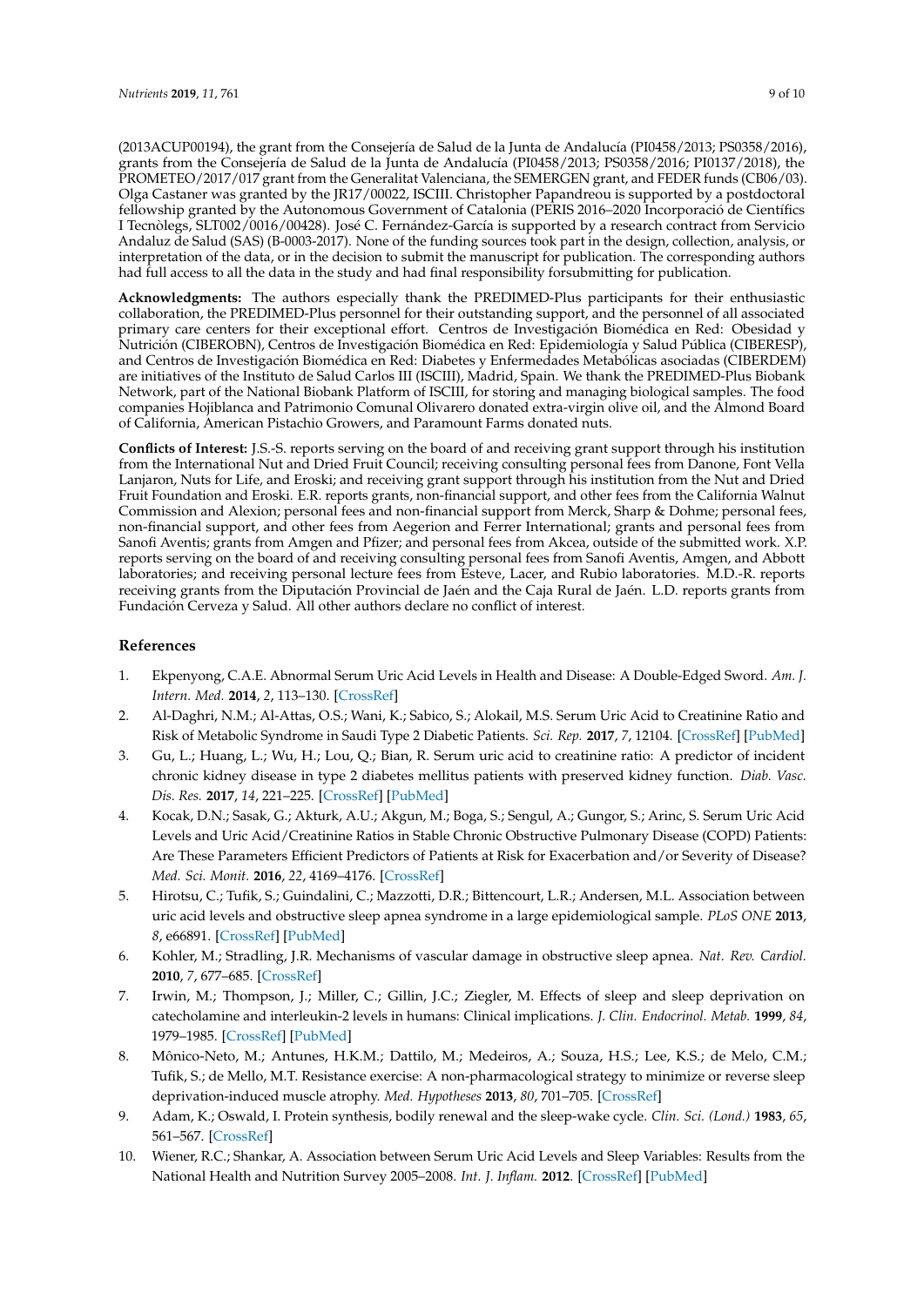(2013ACUP00194), the grant from the Consejería de Salud de la Junta de Andalucía (PI0458/2013; PS0358/2016), grants from the Consejería de Salud de la Junta de Andalucía (PI0458/2013; PS0358/2016; PI0137/2018), the PROMETEO/2017/017 grant from the Generalitat Valenciana, the SEMERGEN grant, and FEDER funds (CB06/03). Olga Castaner was granted by the JR17/00022, ISCIII. Christopher Papandreou is supported by a postdoctoral fellowship granted by the Autonomous Government of Catalonia (PERIS 2016–2020 Incorporació de Científics I Tecnòlegs, SLT002/0016/00428). José C. Fernández-García is supported by a research contract from Servicio Andaluz de Salud (SAS) (B-0003-2017). None of the funding sources took part in the design, collection, analysis, or interpretation of the data, or in the decision to submit the manuscript for publication. The corresponding authors had full access to all the data in the study and had final responsibility forsubmitting for publication.

**Acknowledgments:** The authors especially thank the PREDIMED-Plus participants for their enthusiastic collaboration, the PREDIMED-Plus personnel for their outstanding support, and the personnel of all associated primary care centers for their exceptional effort. Centros de Investigación Biomédica en Red: Obesidad y Nutrición (CIBEROBN), Centros de Investigación Biomédica en Red: Epidemiología y Salud Pública (CIBERESP), and Centros de Investigación Biomédica en Red: Diabetes y Enfermedades Metabólicas asociadas (CIBERDEM) are initiatives of the Instituto de Salud Carlos III (ISCIII), Madrid, Spain. We thank the PREDIMED-Plus Biobank Network, part of the National Biobank Platform of ISCIII, for storing and managing biological samples. The food companies Hojiblanca and Patrimonio Comunal Olivarero donated extra-virgin olive oil, and the Almond Board of California, American Pistachio Growers, and Paramount Farms donated nuts.

**Conflicts of Interest:** J.S.-S. reports serving on the board of and receiving grant support through his institution from the International Nut and Dried Fruit Council; receiving consulting personal fees from Danone, Font Vella Lanjaron, Nuts for Life, and Eroski; and receiving grant support through his institution from the Nut and Dried Fruit Foundation and Eroski. E.R. reports grants, non-financial support, and other fees from the California Walnut Commission and Alexion; personal fees and non-financial support from Merck, Sharp & Dohme; personal fees, non-financial support, and other fees from Aegerion and Ferrer International; grants and personal fees from Sanofi Aventis; grants from Amgen and Pfizer; and personal fees from Akcea, outside of the submitted work. X.P. reports serving on the board of and receiving consulting personal fees from Sanofi Aventis, Amgen, and Abbott laboratories; and receiving personal lecture fees from Esteve, Lacer, and Rubio laboratories. M.D.-R. reports receiving grants from the Diputación Provincial de Jaén and the Caja Rural de Jaén. L.D. reports grants from Fundación Cerveza y Salud. All other authors declare no conflict of interest.

## References

1. Ekpenyong, C.A.E. Abnormal Serum Uric Acid Levels in Health and Disease: A Double-Edged Sword. *Am. J. Intern. Med.* **2014**, *2*, 113–130. [CrossRef]
2. Al-Daghri, N.M.; Al-Attas, O.S.; Wani, K.; Sabico, S.; Alokail, M.S. Serum Uric Acid to Creatinine Ratio and Risk of Metabolic Syndrome in Saudi Type 2 Diabetic Patients. *Sci. Rep.* **2017**, *7*, 12104. [CrossRef] [PubMed]
3. Gu, L.; Huang, L.; Wu, H.; Lou, Q.; Bian, R. Serum uric acid to creatinine ratio: A predictor of incident chronic kidney disease in type 2 diabetes mellitus patients with preserved kidney function. *Diab. Vasc. Dis. Res.* **2017**, *14*, 221–225. [CrossRef] [PubMed]
4. Kocak, D.N.; Sasak, G.; Akturk, A.U.; Akgun, M.; Boga, S.; Sengul, A.; Gungor, S.; Arinc, S. Serum Uric Acid Levels and Uric Acid/Creatinine Ratios in Stable Chronic Obstructive Pulmonary Disease (COPD) Patients: Are These Parameters Efficient Predictors of Patients at Risk for Exacerbation and/or Severity of Disease? *Med. Sci. Monit.* **2016**, *22*, 4169–4176. [CrossRef]
5. Hirotsu, C.; Tufik, S.; Guindalini, C.; Mazzotti, D.R.; Bittencourt, L.R.; Andersen, M.L. Association between uric acid levels and obstructive sleep apnea syndrome in a large epidemiological sample. *PLoS ONE* **2013**, *8*, e66891. [CrossRef] [PubMed]
6. Kohler, M.; Stradling, J.R. Mechanisms of vascular damage in obstructive sleep apnea. *Nat. Rev. Cardiol.* **2010**, *7*, 677–685. [CrossRef]
7. Irwin, M.; Thompson, J.; Miller, C.; Gillin, J.C.; Ziegler, M. Effects of sleep and sleep deprivation on catecholamine and interleukin-2 levels in humans: Clinical implications. *J. Clin. Endocrinol. Metab.* **1999**, *84*, 1979–1985. [CrossRef] [PubMed]
8. Mônico-Neto, M.; Antunes, H.K.M.; Dattilo, M.; Medeiros, A.; Souza, H.S.; Lee, K.S.; de Melo, C.M.; Tufik, S.; de Mello, M.T. Resistance exercise: A non-pharmacological strategy to minimize or reverse sleep deprivation-induced muscle atrophy. *Med. Hypotheses* **2013**, *80*, 701–705. [CrossRef]
9. Adam, K.; Oswald, I. Protein synthesis, bodily renewal and the sleep-wake cycle. *Clin. Sci. (Lond.)* **1983**, *65*, 561–567. [CrossRef]
10. Wiener, R.C.; Shankar, A. Association between Serum Uric Acid Levels and Sleep Variables: Results from the National Health and Nutrition Survey 2005–2008. *Int. J. Inflam.* **2012**. [CrossRef] [PubMed]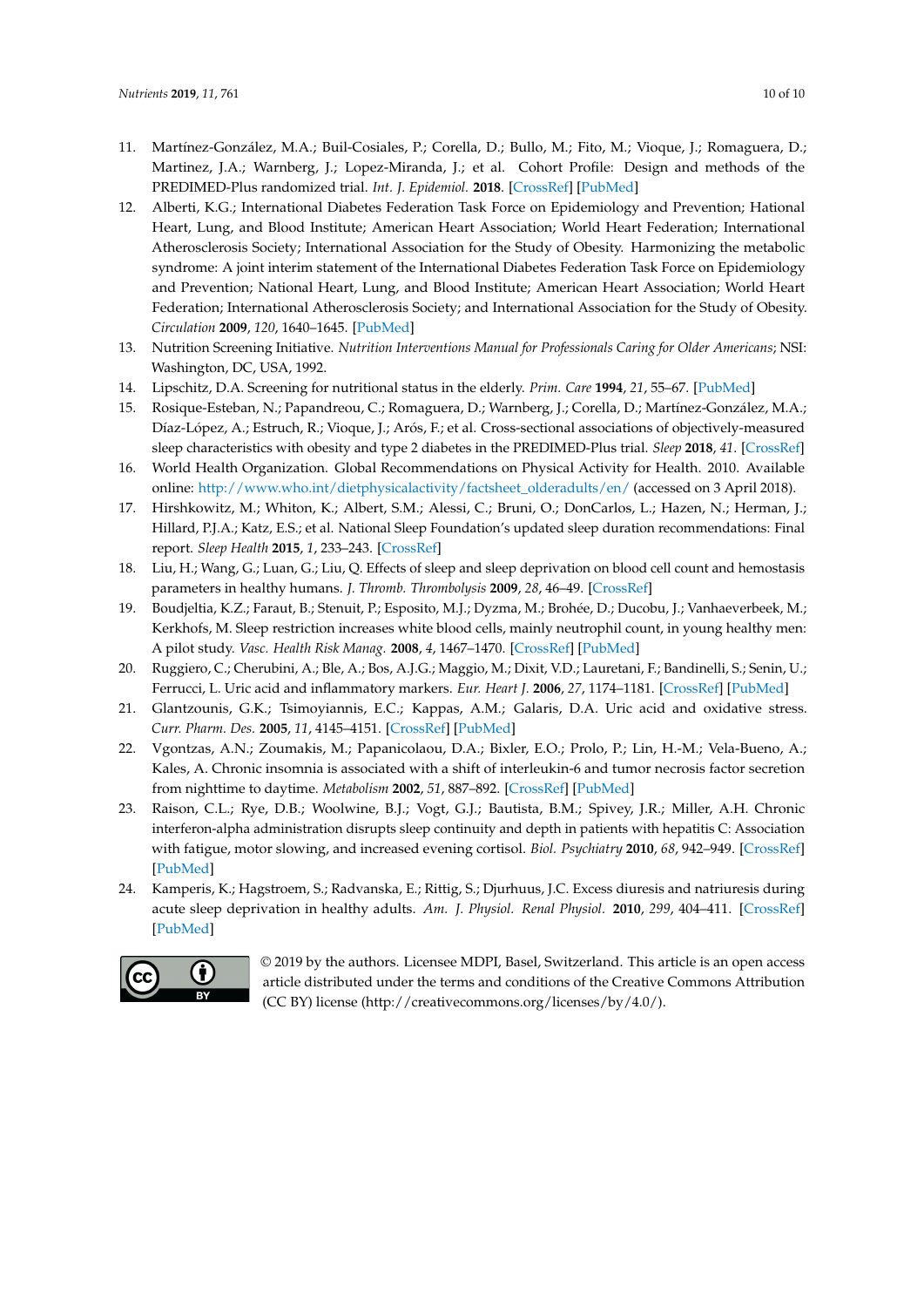11. Martínez-González, M.A.; Buil-Cosiales, P.; Corella, D.; Bullo, M.; Fito, M.; Vioque, J.; Romaguera, D.; Martinez, J.A.; Warnberg, J.; Lopez-Miranda, J.; et al. Cohort Profile: Design and methods of the PREDIMED-Plus randomized trial. *Int. J. Epidemiol.* **2018**. [CrossRef] [PubMed]
12. Alberti, K.G.; International Diabetes Federation Task Force on Epidemiology and Prevention; Hational Heart, Lung, and Blood Institute; American Heart Association; World Heart Federation; International Atherosclerosis Society; International Association for the Study of Obesity. Harmonizing the metabolic syndrome: A joint interim statement of the International Diabetes Federation Task Force on Epidemiology and Prevention; National Heart, Lung, and Blood Institute; American Heart Association; World Heart Federation; International Atherosclerosis Society; and International Association for the Study of Obesity. *Circulation* **2009**, *120*, 1640–1645. [PubMed]
13. Nutrition Screening Initiative. *Nutrition Interventions Manual for Professionals Caring for Older Americans*; NSI: Washington, DC, USA, 1992.
14. Lipschitz, D.A. Screening for nutritional status in the elderly. *Prim. Care* **1994**, *21*, 55–67. [PubMed]
15. Rosique-Esteban, N.; Papandreou, C.; Romaguera, D.; Warnberg, J.; Corella, D.; Martínez-González, M.A.; Díaz-López, A.; Estruch, R.; Vioque, J.; Arós, F.; et al. Cross-sectional associations of objectively-measured sleep characteristics with obesity and type 2 diabetes in the PREDIMED-Plus trial. *Sleep* **2018**, *41*. [CrossRef]
16. World Health Organization. Global Recommendations on Physical Activity for Health. 2010. Available online: http://www.who.int/dietphysicalactivity/factsheet_olderadults/en/ (accessed on 3 April 2018).
17. Hirshkowitz, M.; Whiton, K.; Albert, S.M.; Alessi, C.; Bruni, O.; DonCarlos, L.; Hazen, N.; Herman, J.; Hillard, P.J.A.; Katz, E.S.; et al. National Sleep Foundation's updated sleep duration recommendations: Final report. *Sleep Health* **2015**, *1*, 233–243. [CrossRef]
18. Liu, H.; Wang, G.; Luan, G.; Liu, Q. Effects of sleep and sleep deprivation on blood cell count and hemostasis parameters in healthy humans. *J. Thromb. Thrombolysis* **2009**, *28*, 46–49. [CrossRef]
19. Boudjeltia, K.Z.; Faraut, B.; Stenuit, P.; Esposito, M.J.; Dyzma, M.; Brohée, D.; Ducobu, J.; Vanhaeverbeek, M.; Kerkhofs, M. Sleep restriction increases white blood cells, mainly neutrophil count, in young healthy men: A pilot study. *Vasc. Health Risk Manag.* **2008**, *4*, 1467–1470. [CrossRef] [PubMed]
20. Ruggiero, C.; Cherubini, A.; Ble, A.; Bos, A.J.G.; Maggio, M.; Dixit, V.D.; Lauretani, F.; Bandinelli, S.; Senin, U.; Ferrucci, L. Uric acid and inflammatory markers. *Eur. Heart J.* **2006**, *27*, 1174–1181. [CrossRef] [PubMed]
21. Glantzounis, G.K.; Tsimoyiannis, E.C.; Kappas, A.M.; Galaris, D.A. Uric acid and oxidative stress. *Curr. Pharm. Des.* **2005**, *11*, 4145–4151. [CrossRef] [PubMed]
22. Vgontzas, A.N.; Zoumakis, M.; Papanicolaou, D.A.; Bixler, E.O.; Prolo, P.; Lin, H.-M.; Vela-Bueno, A.; Kales, A. Chronic insomnia is associated with a shift of interleukin-6 and tumor necrosis factor secretion from nighttime to daytime. *Metabolism* **2002**, *51*, 887–892. [CrossRef] [PubMed]
23. Raison, C.L.; Rye, D.B.; Woolwine, B.J.; Vogt, G.J.; Bautista, B.M.; Spivey, J.R.; Miller, A.H. Chronic interferon-alpha administration disrupts sleep continuity and depth in patients with hepatitis C: Association with fatigue, motor slowing, and increased evening cortisol. *Biol. Psychiatry* **2010**, *68*, 942–949. [CrossRef] [PubMed]
24. Kamperis, K.; Hagstroem, S.; Radvanska, E.; Rittig, S.; Djurhuus, J.C. Excess diuresis and natriuresis during acute sleep deprivation in healthy adults. *Am. J. Physiol. Renal Physiol.* **2010**, *299*, 404–411. [CrossRef] [PubMed]

© 2019 by the authors. Licensee MDPI, Basel, Switzerland. This article is an open access article distributed under the terms and conditions of the Creative Commons Attribution (CC BY) license (http://creativecommons.org/licenses/by/4.0/).